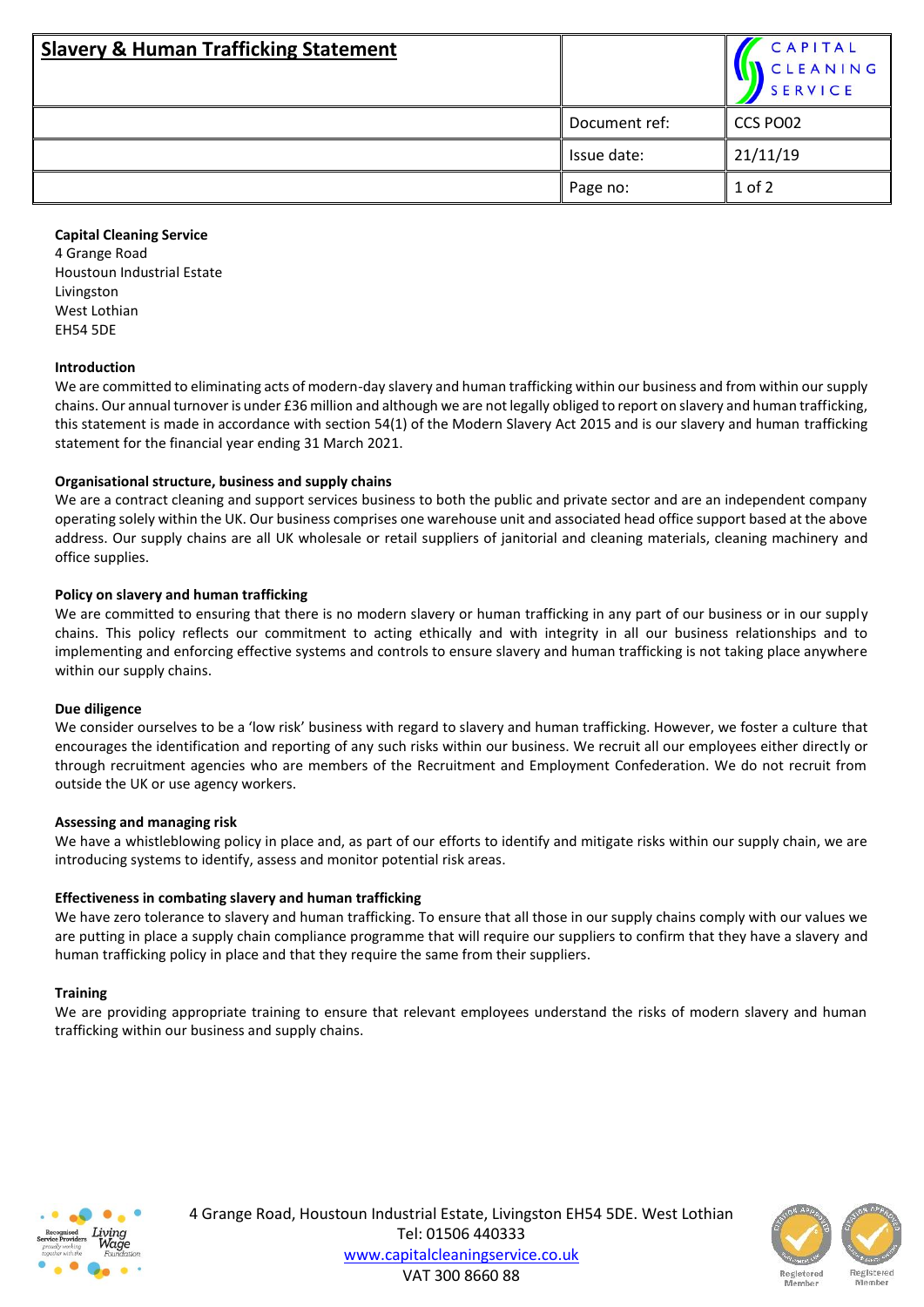# Slavery & Human Trafficking Statement

| | | |
|---|---|---|
| | Document ref: | CCS PO02 |
| | Issue date: | 21/11/19 |

**Capital Cleaning Service**
4 Grange Road
Houstoun Industrial Estate
Livingston
West Lothian
EH54 5DE

**Introduction**

We are committed to eliminating acts of modern-day slavery and human trafficking within our business and from within our supply chains. Our annual turnover is under £36 million and although we are not legally obliged to report on slavery and human trafficking, this statement is made in accordance with section 54(1) of the Modern Slavery Act 2015 and is our slavery and human trafficking statement for the financial year ending 31 March 2021.

**Organisational structure, business and supply chains**

We are a contract cleaning and support services business to both the public and private sector and are an independent company operating solely within the UK. Our business comprises one warehouse unit and associated head office support based at the above address. Our supply chains are all UK wholesale or retail suppliers of janitorial and cleaning materials, cleaning machinery and office supplies.

**Policy on slavery and human trafficking**

We are committed to ensuring that there is no modern slavery or human trafficking in any part of our business or in our supply chains. This policy reflects our commitment to acting ethically and with integrity in all our business relationships and to implementing and enforcing effective systems and controls to ensure slavery and human trafficking is not taking place anywhere within our supply chains.

**Due diligence**

We consider ourselves to be a 'low risk' business with regard to slavery and human trafficking. However, we foster a culture that encourages the identification and reporting of any such risks within our business. We recruit all our employees either directly or through recruitment agencies who are members of the Recruitment and Employment Confederation. We do not recruit from outside the UK or use agency workers.

**Assessing and managing risk**

We have a whistleblowing policy in place and, as part of our efforts to identify and mitigate risks within our supply chain, we are introducing systems to identify, assess and monitor potential risk areas.

**Effectiveness in combating slavery and human trafficking**

We have zero tolerance to slavery and human trafficking. To ensure that all those in our supply chains comply with our values we are putting in place a supply chain compliance programme that will require our suppliers to confirm that they have a slavery and human trafficking policy in place and that they require the same from their suppliers.

**Training**

We are providing appropriate training to ensure that relevant employees understand the risks of modern slavery and human trafficking within our business and supply chains.

4 Grange Road, Houstoun Industrial Estate, Livingston EH54 5DE. West Lothian
Tel: 01506 440333
www.capitalcleaningservice.co.uk
VAT 300 8660 88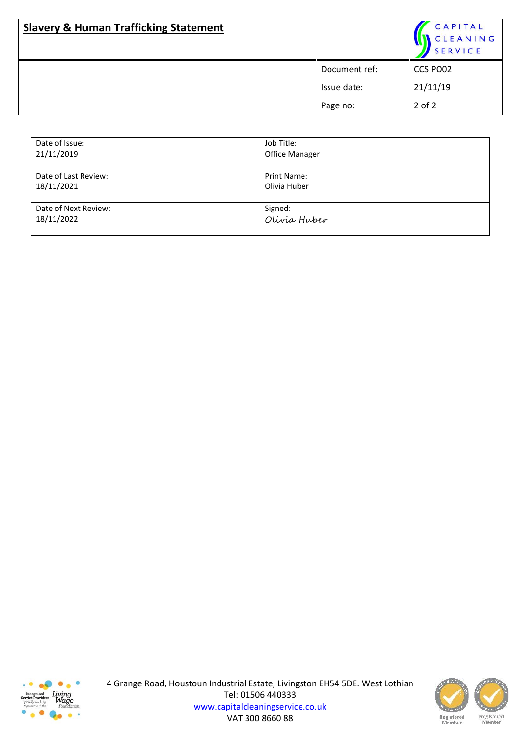| | |
|---|---|
| Date of Issue:<br>21/11/2019 | Job Title:<br>Office Manager |
| Date of Last Review:<br>18/11/2021 | Print Name:<br>Olivia Huber |
| Date of Next Review:<br>18/11/2022 | Signed:<br>*Olivia Huber* |